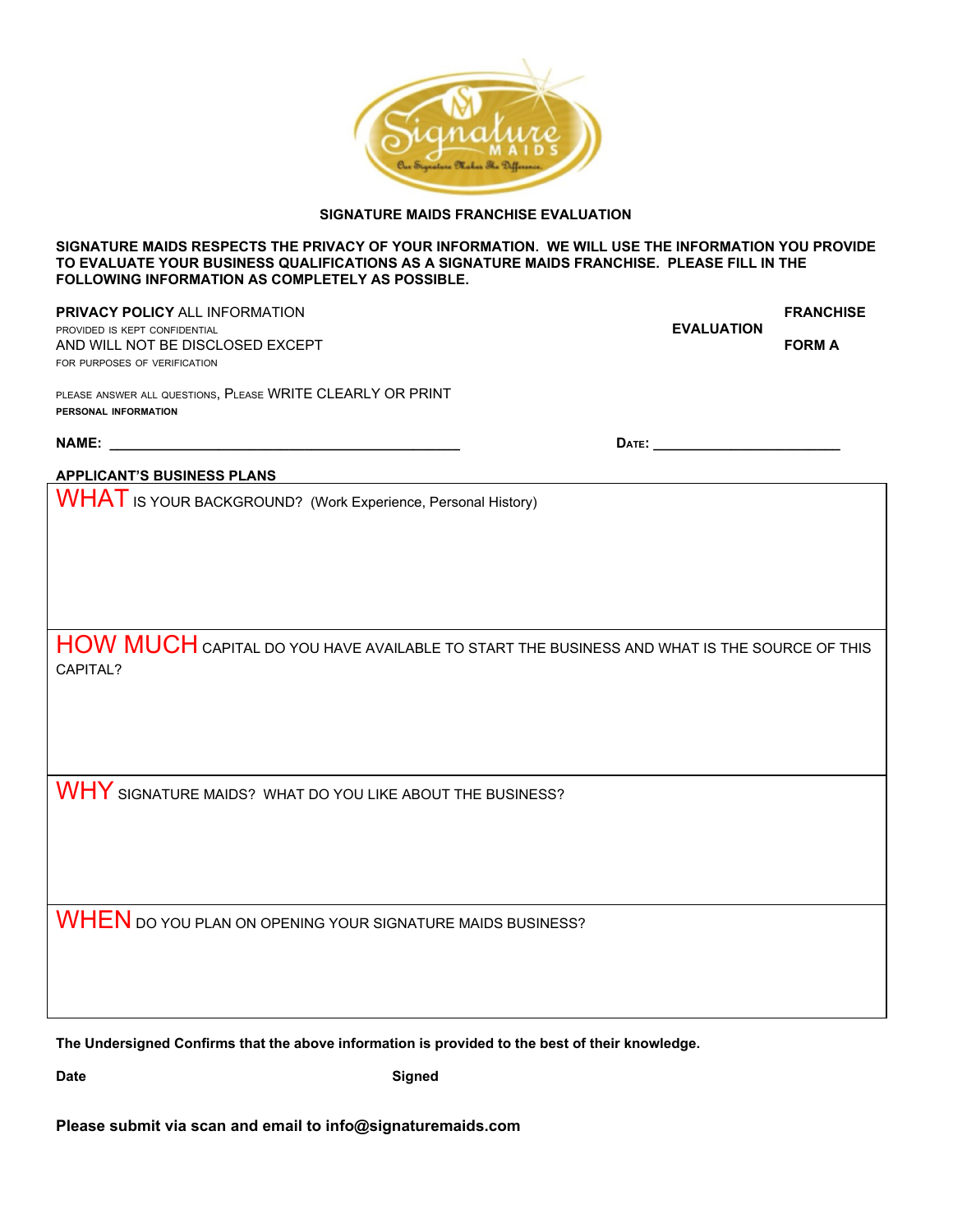## SIGNATURE MAIDS FRANCHISE EVALUATION

**SIGNATURE MAIDS RESPECTS THE PRIVACY OF YOUR INFORMATION. WE WILL USE THE INFORMATION YOU PROVIDE TO EVALUATE YOUR BUSINESS QUALIFICATIONS AS A SIGNATURE MAIDS FRANCHISE. PLEASE FILL IN THE FOLLOWING INFORMATION AS COMPLETELY AS POSSIBLE.**

**PRIVACY POLICY** ALL INFORMATION PROVIDED IS KEPT CONFIDENTIAL AND WILL NOT BE DISCLOSED EXCEPT FOR PURPOSES OF VERIFICATION

**FRANCHISE EVALUATION FORM A**

PLEASE ANSWER ALL QUESTIONS, PLEASE WRITE CLEARLY OR PRINT

**PERSONAL INFORMATION**

**NAME:** ____________________________________________ **DATE:** ________________________

**APPLICANT'S BUSINESS PLANS**

| |
|---|
| WHAT IS YOUR BACKGROUND? (Work Experience, Personal History) |
| HOW MUCH CAPITAL DO YOU HAVE AVAILABLE TO START THE BUSINESS AND WHAT IS THE SOURCE OF THIS CAPITAL? |
| WHY SIGNATURE MAIDS? WHAT DO YOU LIKE ABOUT THE BUSINESS? |
| WHEN DO YOU PLAN ON OPENING YOUR SIGNATURE MAIDS BUSINESS? |

**The Undersigned Confirms that the above information is provided to the best of their knowledge.**

**Date** **Signed**

**Please submit via scan and email to info@signaturemaids.com**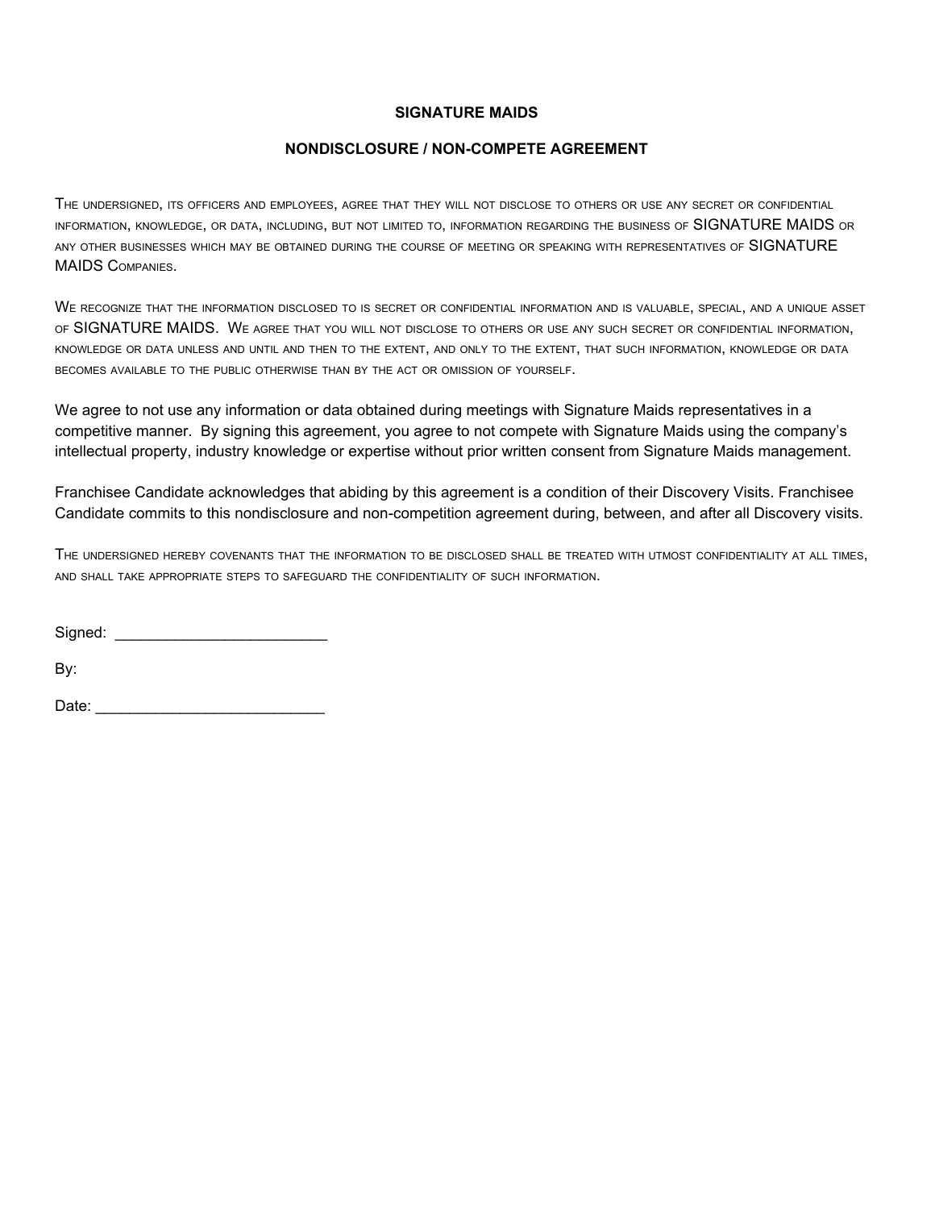**SIGNATURE MAIDS**

**NONDISCLOSURE / NON-COMPETE AGREEMENT**

The undersigned, its officers and employees, agree that they will not disclose to others or use any secret or confidential information, knowledge, or data, including, but not limited to, information regarding the business of SIGNATURE MAIDS or any other businesses which may be obtained during the course of meeting or speaking with representatives of SIGNATURE MAIDS Companies.

We recognize that the information disclosed to is secret or confidential information and is valuable, special, and a unique asset of SIGNATURE MAIDS. We agree that you will not disclose to others or use any such secret or confidential information, knowledge or data unless and until and then to the extent, and only to the extent, that such information, knowledge or data becomes available to the public otherwise than by the act or omission of yourself.

We agree to not use any information or data obtained during meetings with Signature Maids representatives in a competitive manner. By signing this agreement, you agree to not compete with Signature Maids using the company's intellectual property, industry knowledge or expertise without prior written consent from Signature Maids management.

Franchisee Candidate acknowledges that abiding by this agreement is a condition of their Discovery Visits. Franchisee Candidate commits to this nondisclosure and non-competition agreement during, between, and after all Discovery visits.

The undersigned hereby covenants that the information to be disclosed shall be treated with utmost confidentiality at all times, and shall take appropriate steps to safeguard the confidentiality of such information.

Signed: ________________________

By:

Date: __________________________